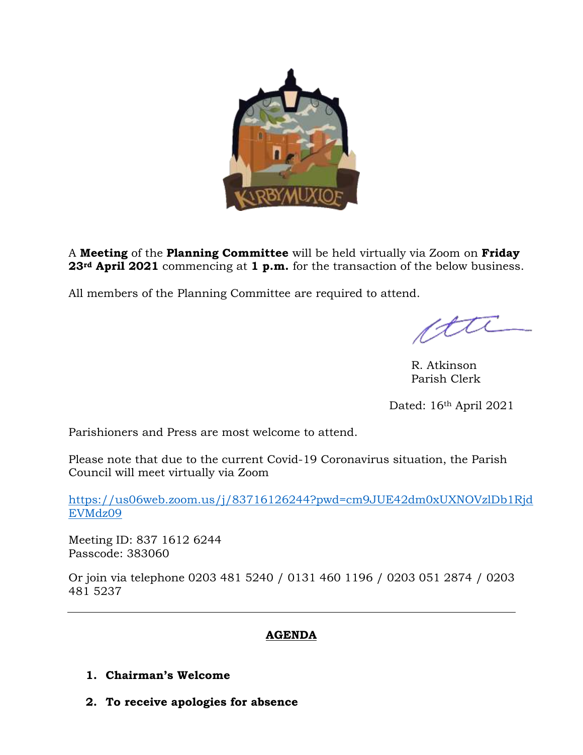A **Meeting** of the **Planning Committee** will be held virtually via Zoom on **Friday 23rd April 2021** commencing at **1 p.m.** for the transaction of the below business.

All members of the Planning Committee are required to attend.

R. Atkinson
Parish Clerk

Dated: 16th April 2021

Parishioners and Press are most welcome to attend.

Please note that due to the current Covid-19 Coronavirus situation, the Parish Council will meet virtually via Zoom

https://us06web.zoom.us/j/83716126244?pwd=cm9JUE42dm0xUXNOVzlDb1RjdEVMdz09

Meeting ID: 837 1612 6244
Passcode: 383060

Or join via telephone 0203 481 5240 / 0131 460 1196 / 0203 051 2874 / 0203 481 5237

---

## AGENDA

1. **Chairman's Welcome**
2. **To receive apologies for absence**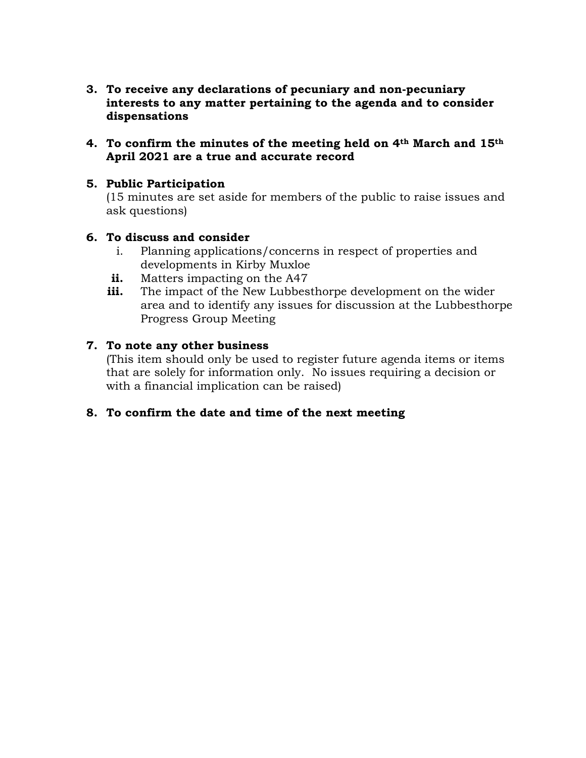3. **To receive any declarations of pecuniary and non-pecuniary interests to any matter pertaining to the agenda and to consider dispensations**

4. **To confirm the minutes of the meeting held on 4th March and 15th April 2021 are a true and accurate record**

5. **Public Participation**
   (15 minutes are set aside for members of the public to raise issues and ask questions)

6. **To discuss and consider**
   i. Planning applications/concerns in respect of properties and developments in Kirby Muxloe
   ii. Matters impacting on the A47
   iii. The impact of the New Lubbesthorpe development on the wider area and to identify any issues for discussion at the Lubbesthorpe Progress Group Meeting

7. **To note any other business**
   (This item should only be used to register future agenda items or items that are solely for information only. No issues requiring a decision or with a financial implication can be raised)

8. **To confirm the date and time of the next meeting**